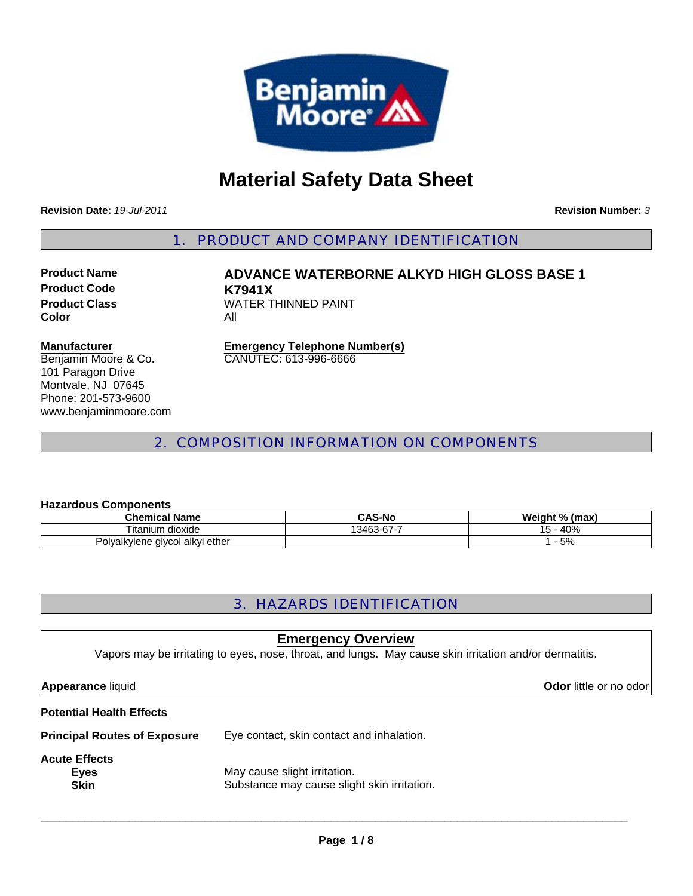# Material Safety Data Sheet

**Revision Date:** *19-Jul-2011* **Revision Number:** *3*

## 1. PRODUCT AND COMPANY IDENTIFICATION

**Product Name** **ADVANCE WATERBORNE ALKYD HIGH GLOSS BASE 1**
**Product Code** **K7941X**
**Product Class** WATER THINNED PAINT
**Color** All

**Manufacturer**
Benjamin Moore & Co.
101 Paragon Drive
Montvale, NJ 07645
Phone: 201-573-9600
www.benjaminmoore.com

**Emergency Telephone Number(s)**
CANUTEC: 613-996-6666

## 2. COMPOSITION INFORMATION ON COMPONENTS

**Hazardous Components**

| Chemical Name | CAS-No | Weight % (max) |
|---|---|---|
| Titanium dioxide | 13463-67-7 | 15 - 40% |
| Polyalkylene glycol alkyl ether | | 1 - 5% |

## 3. HAZARDS IDENTIFICATION

**Emergency Overview**

Vapors may be irritating to eyes, nose, throat, and lungs. May cause skin irritation and/or dermatitis.

**Appearance** liquid **Odor** little or no odor

**Potential Health Effects**

**Principal Routes of Exposure** Eye contact, skin contact and inhalation.

**Acute Effects**

**Eyes** May cause slight irritation.
**Skin** Substance may cause slight skin irritation.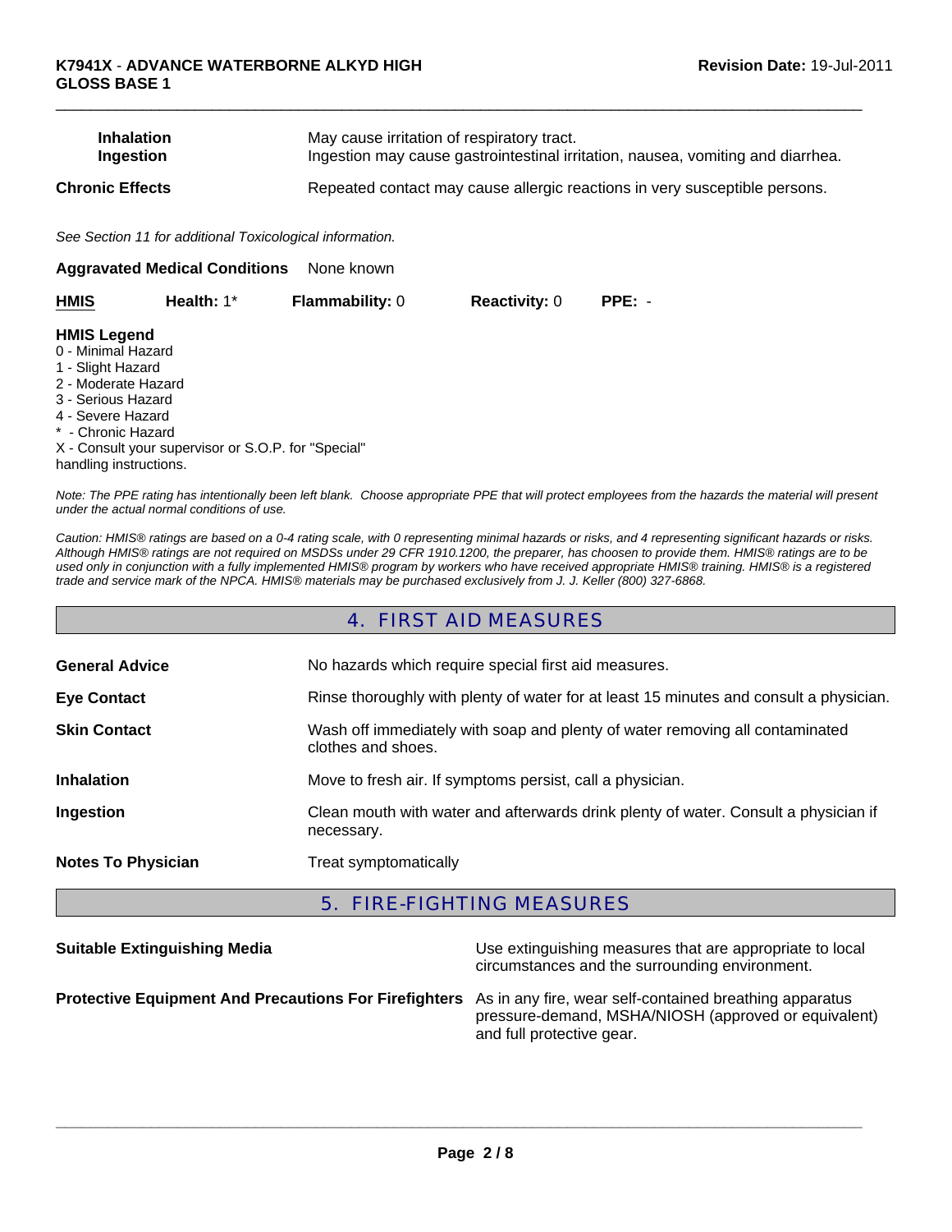| | |
|---|---|
| **Inhalation** | May cause irritation of respiratory tract. |
| **Ingestion** | Ingestion may cause gastrointestinal irritation, nausea, vomiting and diarrhea. |
| **Chronic Effects** | Repeated contact may cause allergic reactions in very susceptible persons. |

*See Section 11 for additional Toxicological information.*

**Aggravated Medical Conditions** None known

| **HMIS** | **Health:** 1* | **Flammability:** 0 | **Reactivity:** 0 | **PPE:** - |
|---|---|---|---|---|

**HMIS Legend**
0 - Minimal Hazard
1 - Slight Hazard
2 - Moderate Hazard
3 - Serious Hazard
4 - Severe Hazard
* - Chronic Hazard
X - Consult your supervisor or S.O.P. for "Special" handling instructions.

*Note: The PPE rating has intentionally been left blank. Choose appropriate PPE that will protect employees from the hazards the material will present under the actual normal conditions of use.*

*Caution: HMIS® ratings are based on a 0-4 rating scale, with 0 representing minimal hazards or risks, and 4 representing significant hazards or risks. Although HMIS® ratings are not required on MSDSs under 29 CFR 1910.1200, the preparer, has choosen to provide them. HMIS® ratings are to be used only in conjunction with a fully implemented HMIS® program by workers who have received appropriate HMIS® training. HMIS® is a registered trade and service mark of the NPCA. HMIS® materials may be purchased exclusively from J. J. Keller (800) 327-6868.*

## 4. FIRST AID MEASURES

| | |
|---|---|
| **General Advice** | No hazards which require special first aid measures. |
| **Eye Contact** | Rinse thoroughly with plenty of water for at least 15 minutes and consult a physician. |
| **Skin Contact** | Wash off immediately with soap and plenty of water removing all contaminated clothes and shoes. |
| **Inhalation** | Move to fresh air. If symptoms persist, call a physician. |
| **Ingestion** | Clean mouth with water and afterwards drink plenty of water. Consult a physician if necessary. |
| **Notes To Physician** | Treat symptomatically |

## 5. FIRE-FIGHTING MEASURES

| | |
|---|---|
| **Suitable Extinguishing Media** | Use extinguishing measures that are appropriate to local circumstances and the surrounding environment. |
| **Protective Equipment And Precautions For Firefighters** | As in any fire, wear self-contained breathing apparatus pressure-demand, MSHA/NIOSH (approved or equivalent) and full protective gear. |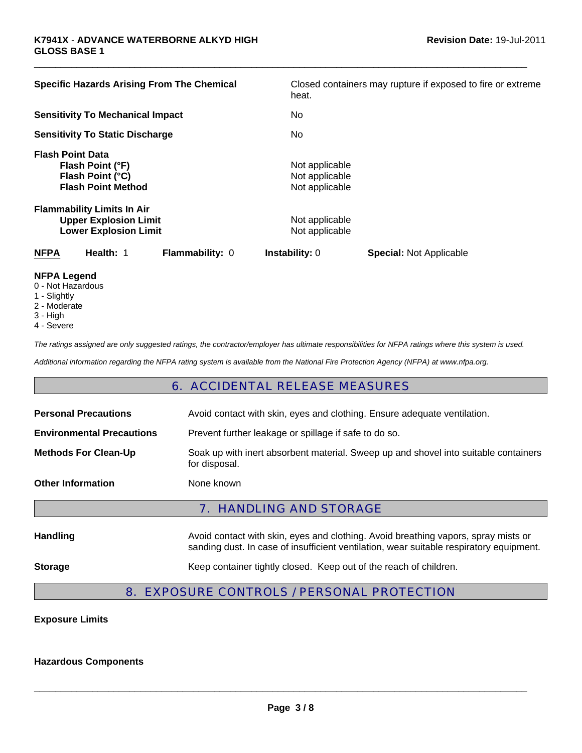| | |
|---|---|
| **Specific Hazards Arising From The Chemical** | Closed containers may rupture if exposed to fire or extreme heat. |
| **Sensitivity To Mechanical Impact** | No |
| **Sensitivity To Static Discharge** | No |
| **Flash Point Data** | |
| **Flash Point (°F)** | Not applicable |
| **Flash Point (°C)** | Not applicable |
| **Flash Point Method** | Not applicable |
| **Flammability Limits In Air** | |
| **Upper Explosion Limit** | Not applicable |
| **Lower Explosion Limit** | Not applicable |

| **NFPA** | **Health:** 1 | **Flammability:** 0 | **Instability:** 0 | **Special:** Not Applicable |
|---|---|---|---|---|

**NFPA Legend**
0 - Not Hazardous
1 - Slightly
2 - Moderate
3 - High
4 - Severe

*The ratings assigned are only suggested ratings, the contractor/employer has ultimate responsibilities for NFPA ratings where this system is used.*

*Additional information regarding the NFPA rating system is available from the National Fire Protection Agency (NFPA) at www.nfpa.org.*

## 6. ACCIDENTAL RELEASE MEASURES

| | |
|---|---|
| **Personal Precautions** | Avoid contact with skin, eyes and clothing. Ensure adequate ventilation. |
| **Environmental Precautions** | Prevent further leakage or spillage if safe to do so. |
| **Methods For Clean-Up** | Soak up with inert absorbent material. Sweep up and shovel into suitable containers for disposal. |
| **Other Information** | None known |

## 7. HANDLING AND STORAGE

| | |
|---|---|
| **Handling** | Avoid contact with skin, eyes and clothing. Avoid breathing vapors, spray mists or sanding dust. In case of insufficient ventilation, wear suitable respiratory equipment. |
| **Storage** | Keep container tightly closed. Keep out of the reach of children. |

## 8. EXPOSURE CONTROLS / PERSONAL PROTECTION

**Exposure Limits**

**Hazardous Components**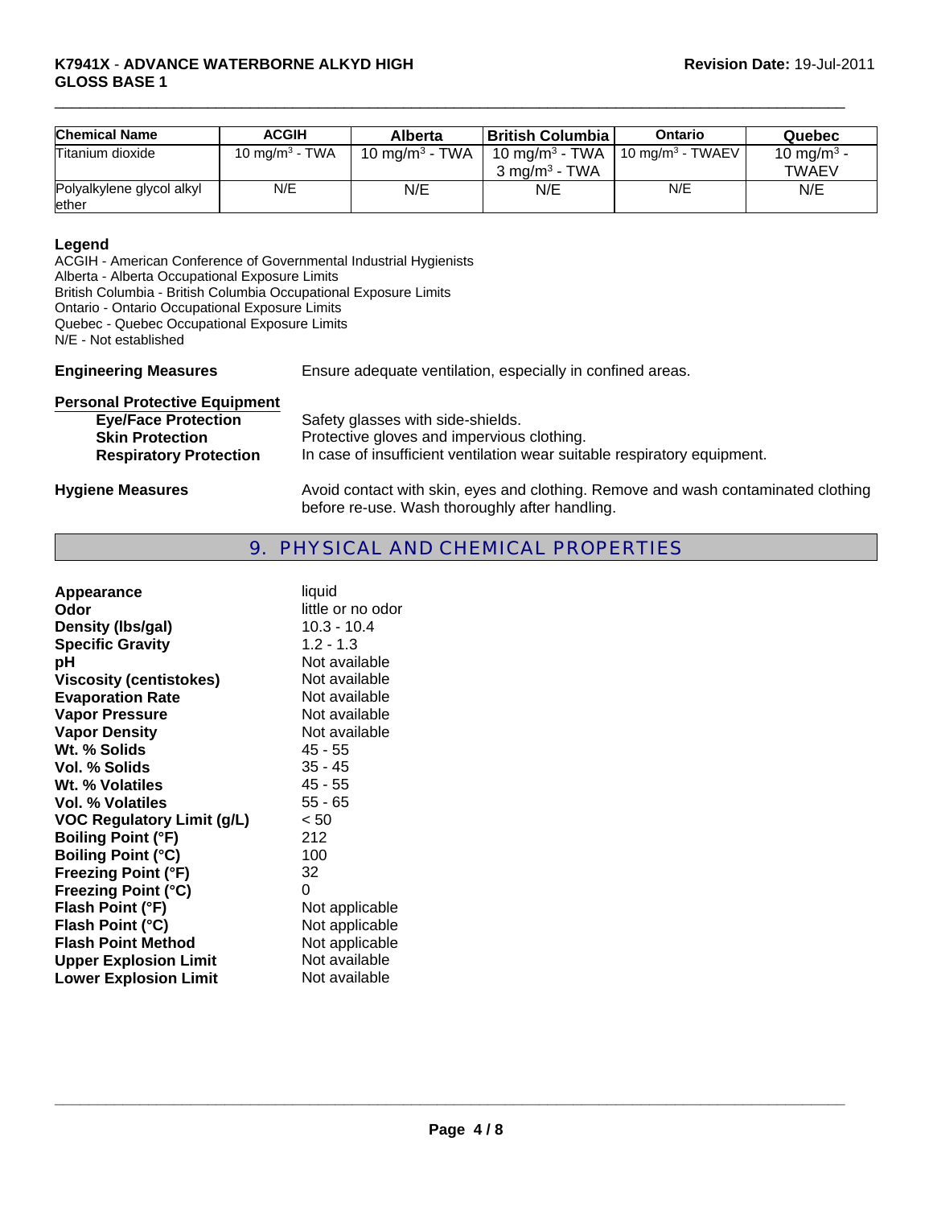| Chemical Name | ACGIH | Alberta | British Columbia | Ontario | Quebec |
| --- | --- | --- | --- | --- | --- |
| Titanium dioxide | 10 mg/m$^3$ - TWA | 10 mg/m$^3$ - TWA | 10 mg/m$^3$ - TWA<br>3 mg/m$^3$ - TWA | 10 mg/m$^3$ - TWAEV | 10 mg/m$^3$ - TWAEV |
| Polyalkylene glycol alkyl ether | N/E | N/E | N/E | N/E | N/E |

**Legend**

ACGIH - American Conference of Governmental Industrial Hygienists
Alberta - Alberta Occupational Exposure Limits
British Columbia - British Columbia Occupational Exposure Limits
Ontario - Ontario Occupational Exposure Limits
Quebec - Quebec Occupational Exposure Limits
N/E - Not established

**Engineering Measures** Ensure adequate ventilation, especially in confined areas.

**Personal Protective Equipment**

- **Eye/Face Protection** Safety glasses with side-shields.
- **Skin Protection** Protective gloves and impervious clothing.
- **Respiratory Protection** In case of insufficient ventilation wear suitable respiratory equipment.

**Hygiene Measures** Avoid contact with skin, eyes and clothing. Remove and wash contaminated clothing before re-use. Wash thoroughly after handling.

## 9. PHYSICAL AND CHEMICAL PROPERTIES

| | |
| --- | --- |
| **Appearance** | liquid |
| **Odor** | little or no odor |
| **Density (lbs/gal)** | 10.3 - 10.4 |
| **Specific Gravity** | 1.2 - 1.3 |
| **pH** | Not available |
| **Viscosity (centistokes)** | Not available |
| **Evaporation Rate** | Not available |
| **Vapor Pressure** | Not available |
| **Vapor Density** | Not available |
| **Wt. % Solids** | 45 - 55 |
| **Vol. % Solids** | 35 - 45 |
| **Wt. % Volatiles** | 45 - 55 |
| **Vol. % Volatiles** | 55 - 65 |
| **VOC Regulatory Limit (g/L)** | < 50 |
| **Boiling Point (°F)** | 212 |
| **Boiling Point (°C)** | 100 |
| **Freezing Point (°F)** | 32 |
| **Freezing Point (°C)** | 0 |
| **Flash Point (°F)** | Not applicable |
| **Flash Point (°C)** | Not applicable |
| **Flash Point Method** | Not applicable |
| **Upper Explosion Limit** | Not available |
| **Lower Explosion Limit** | Not available |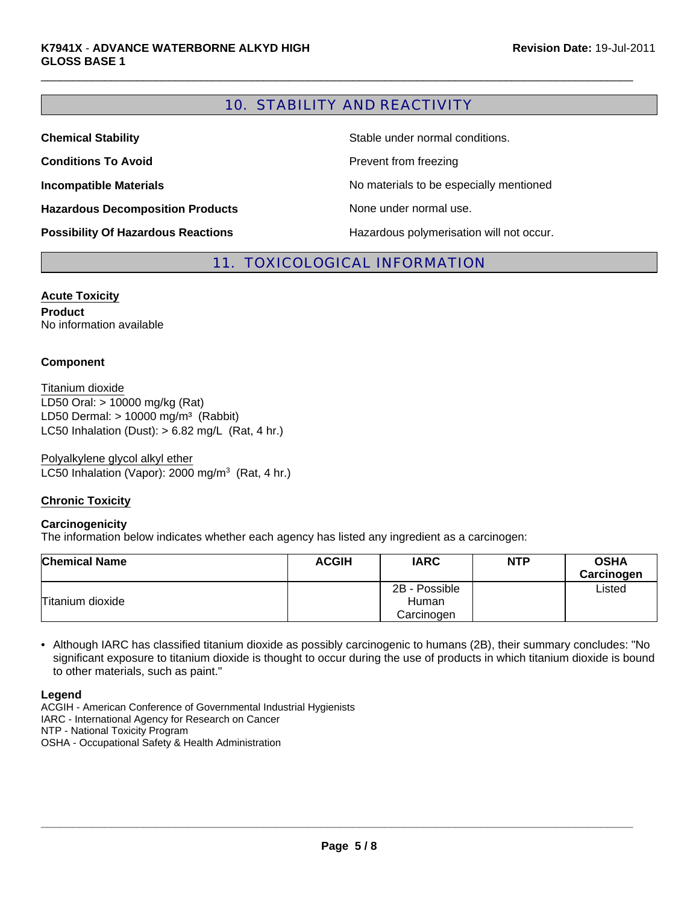## 10. STABILITY AND REACTIVITY

**Chemical Stability** Stable under normal conditions.

**Conditions To Avoid** Prevent from freezing

**Incompatible Materials** No materials to be especially mentioned

**Hazardous Decomposition Products** None under normal use.

**Possibility Of Hazardous Reactions** Hazardous polymerisation will not occur.

## 11. TOXICOLOGICAL INFORMATION

**Acute Toxicity**

**Product**
No information available

**Component**

Titanium dioxide
LD50 Oral: > 10000 mg/kg (Rat)
LD50 Dermal: > 10000 mg/m³ (Rabbit)
LC50 Inhalation (Dust): > 6.82 mg/L (Rat, 4 hr.)

Polyalkylene glycol alkyl ether
LC50 Inhalation (Vapor): 2000 mg/m³ (Rat, 4 hr.)

**Chronic Toxicity**

**Carcinogenicity**
The information below indicates whether each agency has listed any ingredient as a carcinogen:

| Chemical Name | ACGIH | IARC | NTP | OSHA Carcinogen |
|---|---|---|---|---|
| Titanium dioxide | | 2B - Possible Human Carcinogen | | Listed |

- Although IARC has classified titanium dioxide as possibly carcinogenic to humans (2B), their summary concludes: "No significant exposure to titanium dioxide is thought to occur during the use of products in which titanium dioxide is bound to other materials, such as paint."

**Legend**
ACGIH - American Conference of Governmental Industrial Hygienists
IARC - International Agency for Research on Cancer
NTP - National Toxicity Program
OSHA - Occupational Safety & Health Administration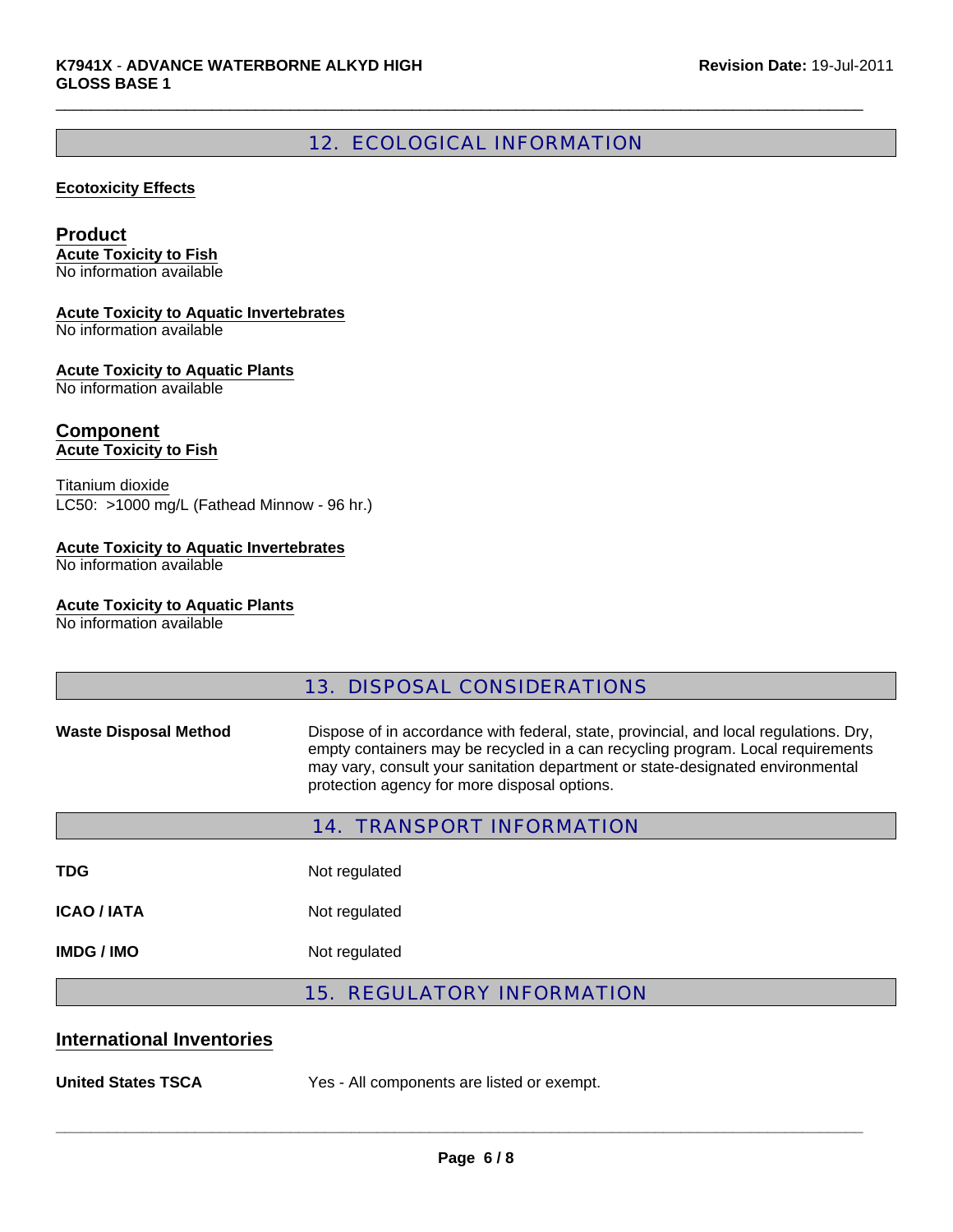## 12. ECOLOGICAL INFORMATION

**Ecotoxicity Effects**

### Product

**Acute Toxicity to Fish**
No information available

**Acute Toxicity to Aquatic Invertebrates**
No information available

**Acute Toxicity to Aquatic Plants**
No information available

### Component

**Acute Toxicity to Fish**

Titanium dioxide
LC50: >1000 mg/L (Fathead Minnow - 96 hr.)

**Acute Toxicity to Aquatic Invertebrates**
No information available

**Acute Toxicity to Aquatic Plants**
No information available

## 13. DISPOSAL CONSIDERATIONS

**Waste Disposal Method** Dispose of in accordance with federal, state, provincial, and local regulations. Dry, empty containers may be recycled in a can recycling program. Local requirements may vary, consult your sanitation department or state-designated environmental protection agency for more disposal options.

## 14. TRANSPORT INFORMATION

**TDG** Not regulated

**ICAO / IATA** Not regulated

**IMDG / IMO** Not regulated

## 15. REGULATORY INFORMATION

### International Inventories

**United States TSCA** Yes - All components are listed or exempt.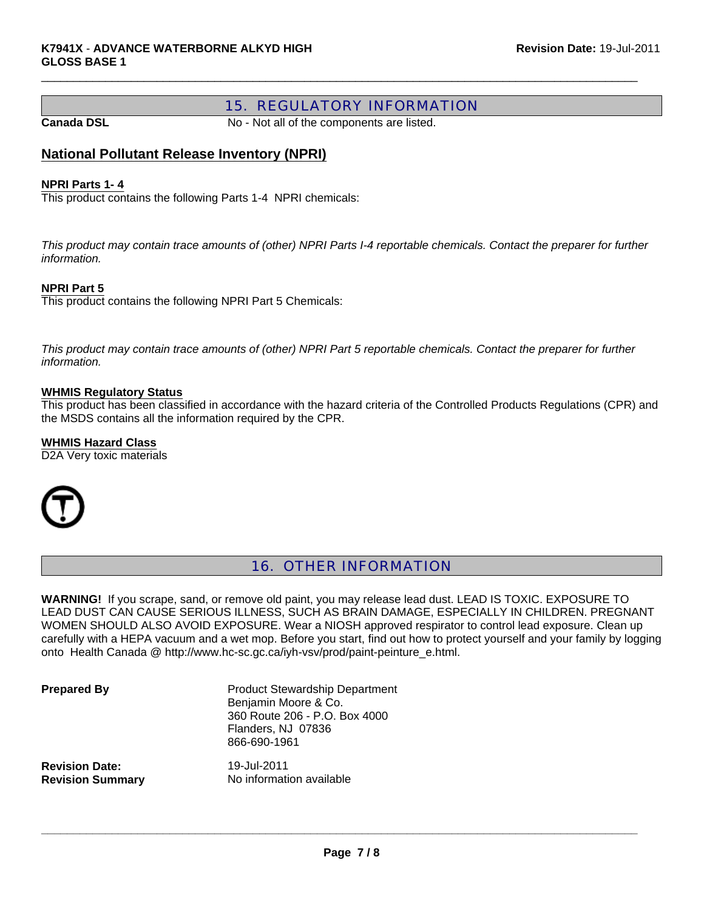## 15. REGULATORY INFORMATION

**Canada DSL** No - Not all of the components are listed.

### National Pollutant Release Inventory (NPRI)

**NPRI Parts 1- 4**
This product contains the following Parts 1-4 NPRI chemicals:

*This product may contain trace amounts of (other) NPRI Parts I-4 reportable chemicals. Contact the preparer for further information.*

**NPRI Part 5**
This product contains the following NPRI Part 5 Chemicals:

*This product may contain trace amounts of (other) NPRI Part 5 reportable chemicals. Contact the preparer for further information.*

**WHMIS Regulatory Status**
This product has been classified in accordance with the hazard criteria of the Controlled Products Regulations (CPR) and the MSDS contains all the information required by the CPR.

**WHMIS Hazard Class**
D2A Very toxic materials

## 16. OTHER INFORMATION

**WARNING!** If you scrape, sand, or remove old paint, you may release lead dust. LEAD IS TOXIC. EXPOSURE TO LEAD DUST CAN CAUSE SERIOUS ILLNESS, SUCH AS BRAIN DAMAGE, ESPECIALLY IN CHILDREN. PREGNANT WOMEN SHOULD ALSO AVOID EXPOSURE. Wear a NIOSH approved respirator to control lead exposure. Clean up carefully with a HEPA vacuum and a wet mop. Before you start, find out how to protect yourself and your family by logging onto Health Canada @ http://www.hc-sc.gc.ca/iyh-vsv/prod/paint-peinture_e.html.

**Prepared By**
Product Stewardship Department
Benjamin Moore & Co.
360 Route 206 - P.O. Box 4000
Flanders, NJ 07836
866-690-1961

**Revision Date:** 19-Jul-2011
**Revision Summary** No information available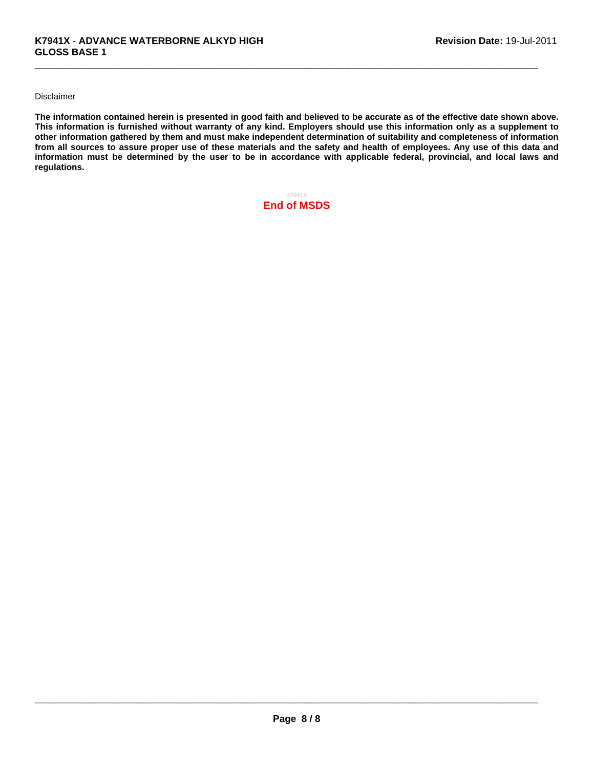Disclaimer

**The information contained herein is presented in good faith and believed to be accurate as of the effective date shown above. This information is furnished without warranty of any kind. Employers should use this information only as a supplement to other information gathered by them and must make independent determination of suitability and completeness of information from all sources to assure proper use of these materials and the safety and health of employees. Any use of this data and information must be determined by the user to be in accordance with applicable federal, provincial, and local laws and regulations.**

K7941X

**End of MSDS**